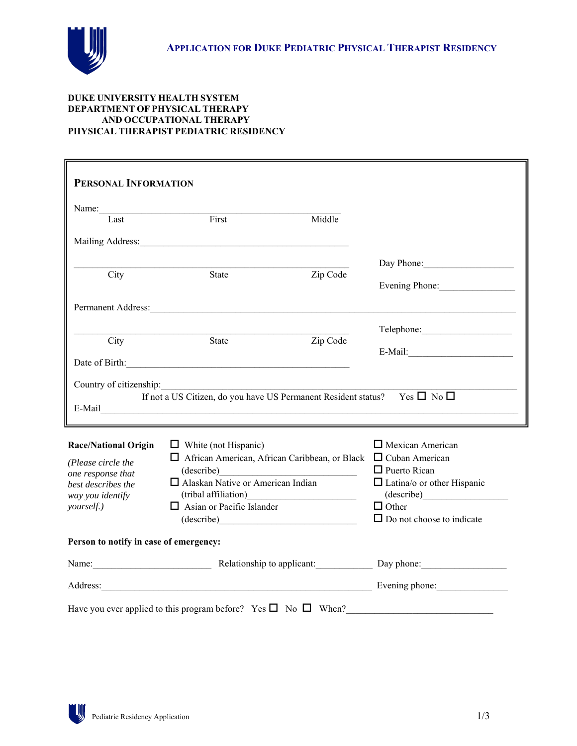# APPLICATION FOR DUKE PEDIATRIC PHYSICAL THERAPIST RESIDENCY

**DUKE UNIVERSITY HEALTH SYSTEM**
**DEPARTMENT OF PHYSICAL THERAPY**
**AND OCCUPATIONAL THERAPY**
**PHYSICAL THERAPIST PEDIATRIC RESIDENCY**

## PERSONAL INFORMATION

Name:________________________________________________
Last                    First                    Middle

Mailing Address:_______________________________________________

_______________________________________________ Day Phone:___________________
City                    State                    Zip Code

Evening Phone:________________

Permanent Address:_______________________________________________

_______________________________________________ Telephone:___________________
City                    State                    Zip Code

E-Mail:_____________________

Date of Birth:_______________________________________________

Country of citizenship:_______________________________________________

If not a US Citizen, do you have US Permanent Resident status? Yes ☐ No ☐

E-Mail_______________________________________________

**Race/National Origin**

*(Please circle the one response that best describes the way you identify yourself.)*

- ☐ White (not Hispanic)
- ☐ African American, African Caribbean, or Black (describe)_____________________
- ☐ Alaskan Native or American Indian (tribal affiliation)_____________________
- ☐ Asian or Pacific Islander (describe)_____________________
- ☐ Mexican American
- ☐ Cuban American
- ☐ Puerto Rican
- ☐ Latina/o or other Hispanic (describe)_________________
- ☐ Other
- ☐ Do not choose to indicate

**Person to notify in case of emergency:**

Name:________________________ Relationship to applicant:____________ Day phone:__________________

Address:_______________________________________________ Evening phone:_______________

Have you ever applied to this program before? Yes ☐ No ☐ When?______________________________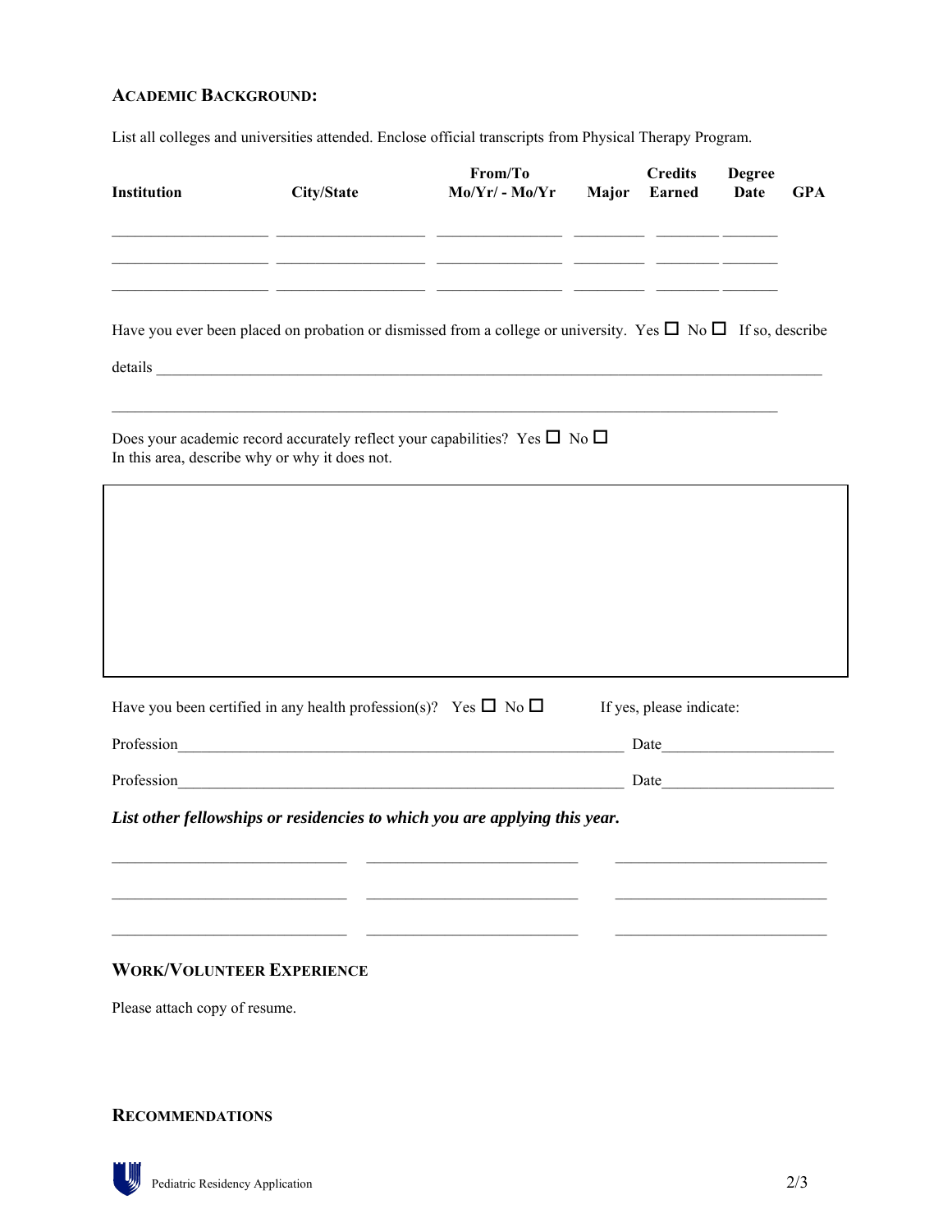## ACADEMIC BACKGROUND:

List all colleges and universities attended. Enclose official transcripts from Physical Therapy Program.

| Institution | City/State | From/To Mo/Yr/ - Mo/Yr | Major | Credits Earned | Degree Date | GPA |
|---|---|---|---|---|---|---|
| | | | | | | |
| | | | | | | |
| | | | | | | |

Have you ever been placed on probation or dismissed from a college or university. Yes ☐ No ☐ If so, describe

details ______________________________________________________________________________

______________________________________________________________________________

Does your academic record accurately reflect your capabilities? Yes ☐ No ☐
In this area, describe why or why it does not.

Have you been certified in any health profession(s)? Yes ☐ No ☐ If yes, please indicate:

Profession____________________________________________ Date____________________

Profession____________________________________________ Date____________________

***List other fellowships or residencies to which you are applying this year.***

______________________ ______________________ ______________________

______________________ ______________________ ______________________

______________________ ______________________ ______________________

## WORK/VOLUNTEER EXPERIENCE

Please attach copy of resume.

## RECOMMENDATIONS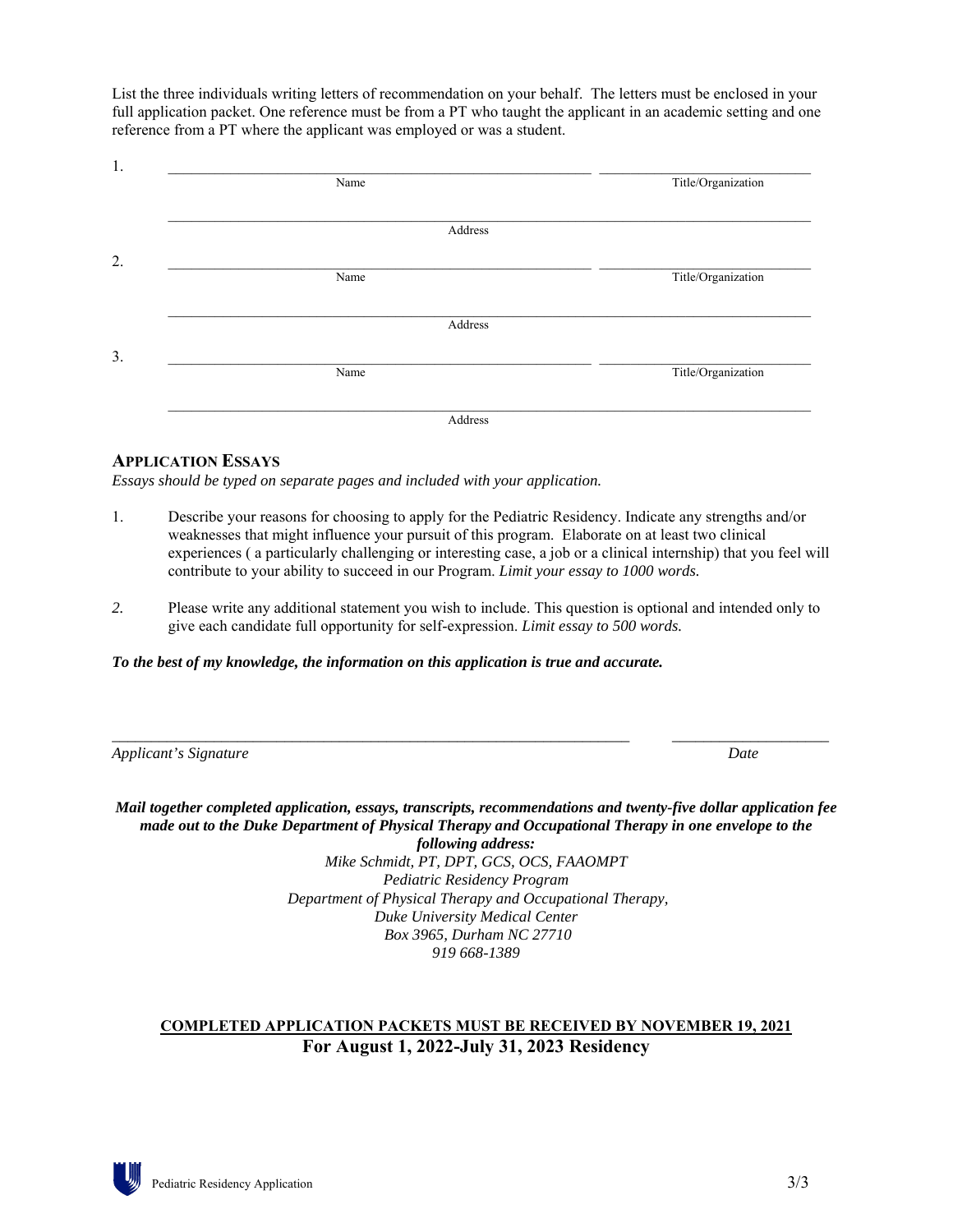List the three individuals writing letters of recommendation on your behalf. The letters must be enclosed in your full application packet. One reference must be from a PT who taught the applicant in an academic setting and one reference from a PT where the applicant was employed or was a student.

1. \_\_\_\_\_\_\_\_\_\_\_\_\_\_\_\_\_\_\_\_\_\_\_\_\_\_\_\_\_\_ \_\_\_\_\_\_\_\_\_\_\_\_\_\_\_\_\_\_\_\_
   Name Title/Organization

   \_\_\_\_\_\_\_\_\_\_\_\_\_\_\_\_\_\_\_\_\_\_\_\_\_\_\_\_\_\_\_\_\_\_\_\_\_\_\_\_\_\_\_\_
   Address

2. \_\_\_\_\_\_\_\_\_\_\_\_\_\_\_\_\_\_\_\_\_\_\_\_\_\_\_\_\_\_ \_\_\_\_\_\_\_\_\_\_\_\_\_\_\_\_\_\_\_\_
   Name Title/Organization

   \_\_\_\_\_\_\_\_\_\_\_\_\_\_\_\_\_\_\_\_\_\_\_\_\_\_\_\_\_\_\_\_\_\_\_\_\_\_\_\_\_\_\_\_
   Address

3. \_\_\_\_\_\_\_\_\_\_\_\_\_\_\_\_\_\_\_\_\_\_\_\_\_\_\_\_\_\_ \_\_\_\_\_\_\_\_\_\_\_\_\_\_\_\_\_\_\_\_
   Name Title/Organization

   \_\_\_\_\_\_\_\_\_\_\_\_\_\_\_\_\_\_\_\_\_\_\_\_\_\_\_\_\_\_\_\_\_\_\_\_\_\_\_\_\_\_\_\_
   Address

## APPLICATION ESSAYS

*Essays should be typed on separate pages and included with your application.*

1. Describe your reasons for choosing to apply for the Pediatric Residency. Indicate any strengths and/or weaknesses that might influence your pursuit of this program. Elaborate on at least two clinical experiences ( a particularly challenging or interesting case, a job or a clinical internship) that you feel will contribute to your ability to succeed in our Program. *Limit your essay to 1000 words.*

2. Please write any additional statement you wish to include. This question is optional and intended only to give each candidate full opportunity for self-expression. *Limit essay to 500 words.*

***To the best of my knowledge, the information on this application is true and accurate.***

\_\_\_\_\_\_\_\_\_\_\_\_\_\_\_\_\_\_\_\_\_\_\_\_\_\_\_\_\_\_\_\_\_\_\_\_\_\_\_\_ \_\_\_\_\_\_\_\_\_\_\_\_\_\_\_\_\_\_\_\_
*Applicant's Signature* *Date*

***Mail together completed application, essays, transcripts, recommendations and twenty-five dollar application fee made out to the Duke Department of Physical Therapy and Occupational Therapy in one envelope to the following address:***

*Mike Schmidt, PT, DPT, GCS, OCS, FAAOMPT*
*Pediatric Residency Program*
*Department of Physical Therapy and Occupational Therapy,*
*Duke University Medical Center*
*Box 3965, Durham NC 27710*
*919 668-1389*

**<u>COMPLETED APPLICATION PACKETS MUST BE RECEIVED BY NOVEMBER 19, 2021</u>**

**For August 1, 2022-July 31, 2023 Residency**